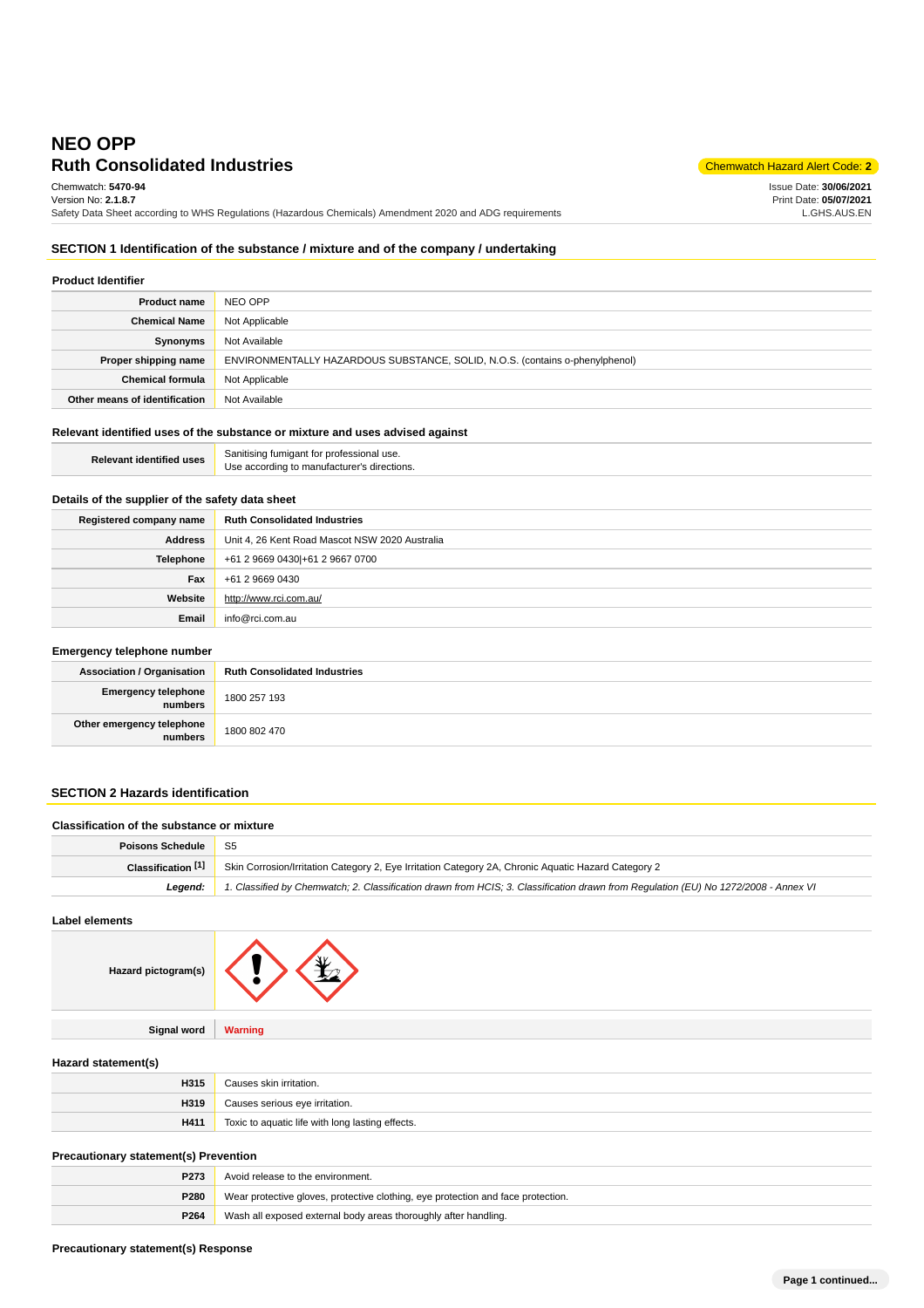# NEO OPP

## Ruth Consolidated Industries

Chemwatch Hazard Alert Code: **2**

Chemwatch: **5470-94**
Version No: **2.1.8.7**
Safety Data Sheet according to WHS Regulations (Hazardous Chemicals) Amendment 2020 and ADG requirements

Issue Date: **30/06/2021**
Print Date: **05/07/2021**
L.GHS.AUS.EN

## SECTION 1 Identification of the substance / mixture and of the company / undertaking

### Product Identifier

| | |
|---|---|
| **Product name** | NEO OPP |
| **Chemical Name** | Not Applicable |
| **Synonyms** | Not Available |
| **Proper shipping name** | ENVIRONMENTALLY HAZARDOUS SUBSTANCE, SOLID, N.O.S. (contains o-phenylphenol) |
| **Chemical formula** | Not Applicable |
| **Other means of identification** | Not Available |

### Relevant identified uses of the substance or mixture and uses advised against

| | |
|---|---|
| **Relevant identified uses** | Sanitising fumigant for professional use.<br>Use according to manufacturer's directions. |

### Details of the supplier of the safety data sheet

| | |
|---|---|
| **Registered company name** | **Ruth Consolidated Industries** |
| **Address** | Unit 4, 26 Kent Road Mascot NSW 2020 Australia |
| **Telephone** | +61 2 9669 0430\|+61 2 9667 0700 |
| **Fax** | +61 2 9669 0430 |
| **Website** | http://www.rci.com.au/ |
| **Email** | info@rci.com.au |

### Emergency telephone number

| | |
|---|---|
| **Association / Organisation** | **Ruth Consolidated Industries** |
| **Emergency telephone numbers** | 1800 257 193 |
| **Other emergency telephone numbers** | 1800 802 470 |

## SECTION 2 Hazards identification

### Classification of the substance or mixture

| | |
|---|---|
| **Poisons Schedule** | S5 |
| **Classification [1]** | Skin Corrosion/Irritation Category 2, Eye Irritation Category 2A, Chronic Aquatic Hazard Category 2 |
| ***Legend:*** | *1. Classified by Chemwatch; 2. Classification drawn from HCIS; 3. Classification drawn from Regulation (EU) No 1272/2008 - Annex VI* |

### Label elements

| | |
|---|---|
| **Hazard pictogram(s)** | |
| **Signal word** | **Warning** |

### Hazard statement(s)

| | |
|---|---|
| **H315** | Causes skin irritation. |
| **H319** | Causes serious eye irritation. |
| **H411** | Toxic to aquatic life with long lasting effects. |

### Precautionary statement(s) Prevention

| | |
|---|---|
| **P273** | Avoid release to the environment. |
| **P280** | Wear protective gloves, protective clothing, eye protection and face protection. |
| **P264** | Wash all exposed external body areas thoroughly after handling. |

### Precautionary statement(s) Response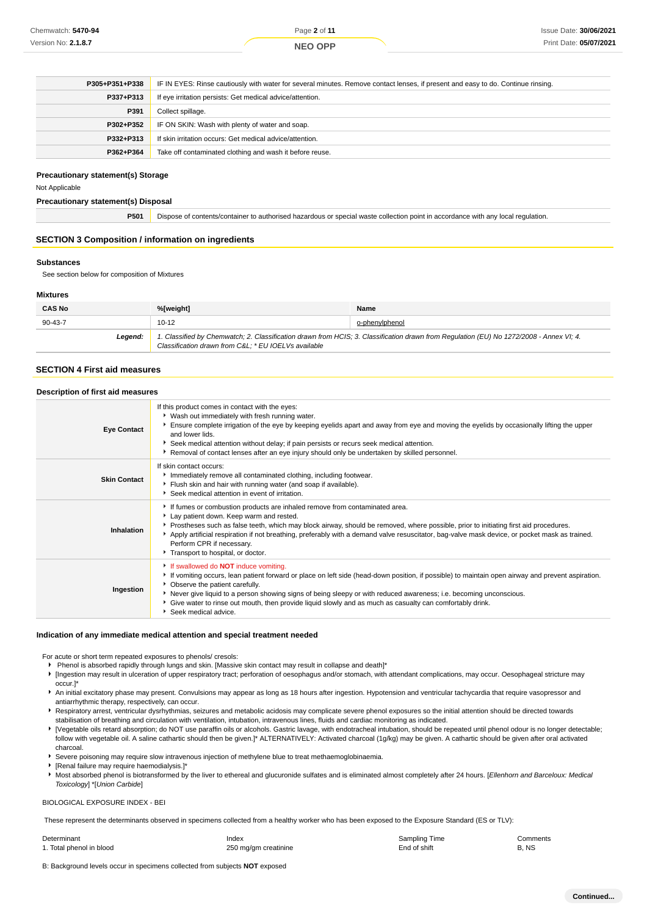| | |
|---|---|
| **P305+P351+P338** | IF IN EYES: Rinse cautiously with water for several minutes. Remove contact lenses, if present and easy to do. Continue rinsing. |
| **P337+P313** | If eye irritation persists: Get medical advice/attention. |
| **P391** | Collect spillage. |
| **P302+P352** | IF ON SKIN: Wash with plenty of water and soap. |
| **P332+P313** | If skin irritation occurs: Get medical advice/attention. |
| **P362+P364** | Take off contaminated clothing and wash it before reuse. |

### Precautionary statement(s) Storage

Not Applicable

### Precautionary statement(s) Disposal

| | |
|---|---|
| **P501** | Dispose of contents/container to authorised hazardous or special waste collection point in accordance with any local regulation. |

## SECTION 3 Composition / information on ingredients

### Substances

See section below for composition of Mixtures

### Mixtures

| CAS No | %[weight] | Name |
|---|---|---|
| 90-43-7 | 10-12 | o-phenylphenol |
| ***Legend:*** | *1. Classified by Chemwatch; 2. Classification drawn from HCIS; 3. Classification drawn from Regulation (EU) No 1272/2008 - Annex VI; 4. Classification drawn from C&L; * EU IOELVs available* | |

## SECTION 4 First aid measures

### Description of first aid measures

| | |
|---|---|
| **Eye Contact** | If this product comes in contact with the eyes:<br>▸ Wash out immediately with fresh running water.<br>▸ Ensure complete irrigation of the eye by keeping eyelids apart and away from eye and moving the eyelids by occasionally lifting the upper and lower lids.<br>▸ Seek medical attention without delay; if pain persists or recurs seek medical attention.<br>▸ Removal of contact lenses after an eye injury should only be undertaken by skilled personnel. |
| **Skin Contact** | If skin contact occurs:<br>▸ Immediately remove all contaminated clothing, including footwear.<br>▸ Flush skin and hair with running water (and soap if available).<br>▸ Seek medical attention in event of irritation. |
| **Inhalation** | ▸ If fumes or combustion products are inhaled remove from contaminated area.<br>▸ Lay patient down. Keep warm and rested.<br>▸ Prostheses such as false teeth, which may block airway, should be removed, where possible, prior to initiating first aid procedures.<br>▸ Apply artificial respiration if not breathing, preferably with a demand valve resuscitator, bag-valve mask device, or pocket mask as trained. Perform CPR if necessary.<br>▸ Transport to hospital, or doctor. |
| **Ingestion** | ▸ If swallowed do **NOT** induce vomiting.<br>▸ If vomiting occurs, lean patient forward or place on left side (head-down position, if possible) to maintain open airway and prevent aspiration.<br>▸ Observe the patient carefully.<br>▸ Never give liquid to a person showing signs of being sleepy or with reduced awareness; i.e. becoming unconscious.<br>▸ Give water to rinse out mouth, then provide liquid slowly and as much as casualty can comfortably drink.<br>▸ Seek medical advice. |

### Indication of any immediate medical attention and special treatment needed

For acute or short term repeated exposures to phenols/ cresols:

- Phenol is absorbed rapidly through lungs and skin. [Massive skin contact may result in collapse and death]*
- [Ingestion may result in ulceration of upper respiratory tract; perforation of oesophagus and/or stomach, with attendant complications, may occur. Oesophageal stricture may occur.]*
- An initial excitatory phase may present. Convulsions may appear as long as 18 hours after ingestion. Hypotension and ventricular tachycardia that require vasopressor and antiarrhythmic therapy, respectively, can occur.
- Respiratory arrest, ventricular dysrhythmias, seizures and metabolic acidosis may complicate severe phenol exposures so the initial attention should be directed towards stabilisation of breathing and circulation with ventilation, intubation, intravenous lines, fluids and cardiac monitoring as indicated.
- [Vegetable oils retard absorption; do NOT use paraffin oils or alcohols. Gastric lavage, with endotracheal intubation, should be repeated until phenol odour is no longer detectable; follow with vegetable oil. A saline cathartic should then be given.]* ALTERNATIVELY: Activated charcoal (1g/kg) may be given. A cathartic should be given after oral activated charcoal.
- Severe poisoning may require slow intravenous injection of methylene blue to treat methaemoglobinaemia.
- [Renal failure may require haemodialysis.]*
- Most absorbed phenol is biotransformed by the liver to ethereal and glucuronide sulfates and is eliminated almost completely after 24 hours. [*Ellenhorn and Barceloux: Medical Toxicology*] *[*Union Carbide*]

BIOLOGICAL EXPOSURE INDEX - BEI

These represent the determinants observed in specimens collected from a healthy worker who has been exposed to the Exposure Standard (ES or TLV):

| Determinant | Index | Sampling Time | Comments |
|---|---|---|---|
| 1. Total phenol in blood | 250 mg/gm creatinine | End of shift | B, NS |

B: Background levels occur in specimens collected from subjects **NOT** exposed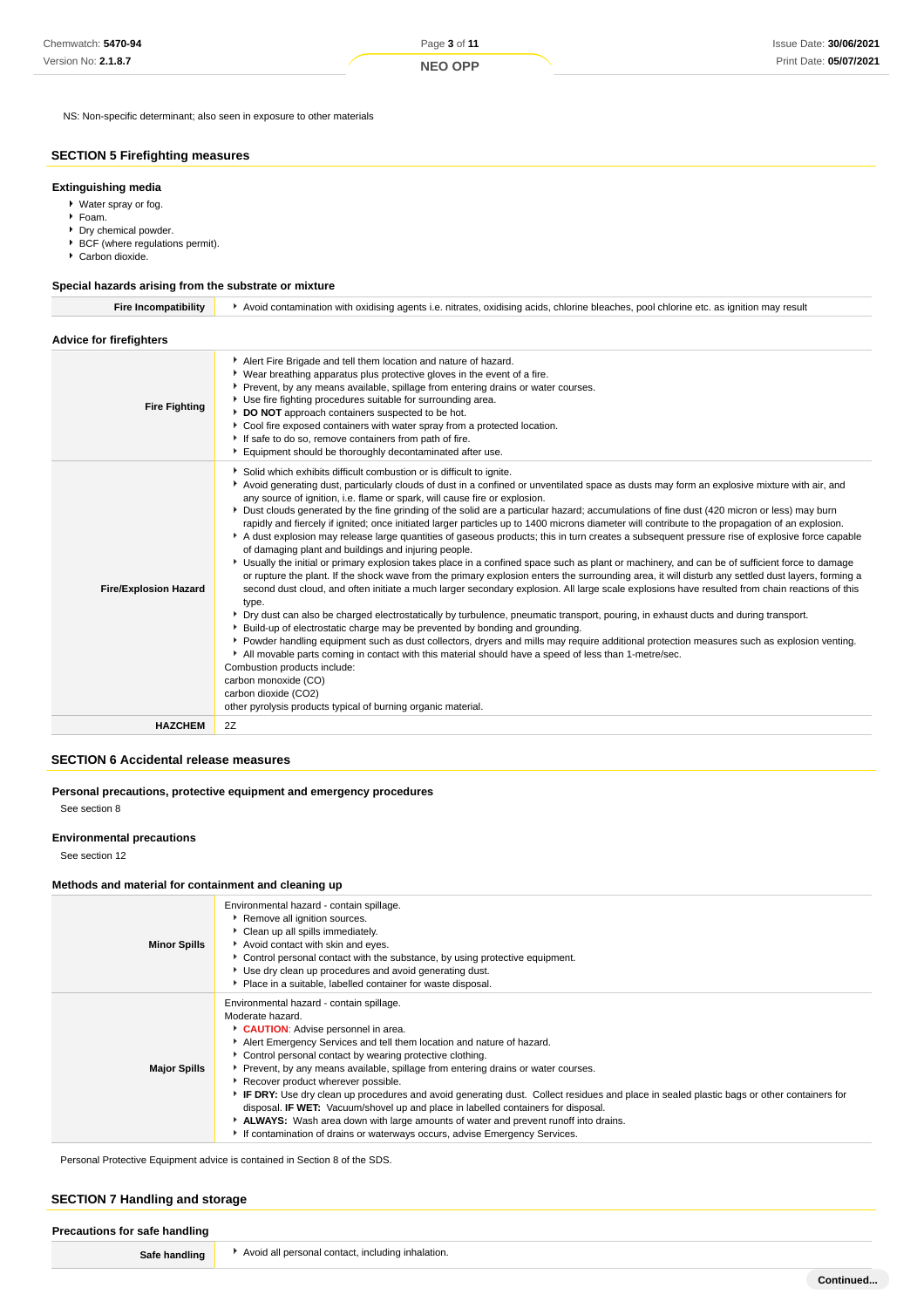NS: Non-specific determinant; also seen in exposure to other materials

## SECTION 5 Firefighting measures

### Extinguishing media

- Water spray or fog.
- Foam.
- Dry chemical powder.
- BCF (where regulations permit).
- Carbon dioxide.

### Special hazards arising from the substrate or mixture

| | |
|---|---|
| **Fire Incompatibility** | Avoid contamination with oxidising agents i.e. nitrates, oxidising acids, chlorine bleaches, pool chlorine etc. as ignition may result |

### Advice for firefighters

| | |
|---|---|
| **Fire Fighting** | Alert Fire Brigade and tell them location and nature of hazard.<br>Wear breathing apparatus plus protective gloves in the event of a fire.<br>Prevent, by any means available, spillage from entering drains or water courses.<br>Use fire fighting procedures suitable for surrounding area.<br>**DO NOT** approach containers suspected to be hot.<br>Cool fire exposed containers with water spray from a protected location.<br>If safe to do so, remove containers from path of fire.<br>Equipment should be thoroughly decontaminated after use. |
| **Fire/Explosion Hazard** | Solid which exhibits difficult combustion or is difficult to ignite.<br>Avoid generating dust, particularly clouds of dust in a confined or unventilated space as dusts may form an explosive mixture with air, and any source of ignition, i.e. flame or spark, will cause fire or explosion.<br>Dust clouds generated by the fine grinding of the solid are a particular hazard; accumulations of fine dust (420 micron or less) may burn rapidly and fiercely if ignited; once initiated larger particles up to 1400 microns diameter will contribute to the propagation of an explosion.<br>A dust explosion may release large quantities of gaseous products; this in turn creates a subsequent pressure rise of explosive force capable of damaging plant and buildings and injuring people.<br>Usually the initial or primary explosion takes place in a confined space such as plant or machinery, and can be of sufficient force to damage or rupture the plant. If the shock wave from the primary explosion enters the surrounding area, it will disturb any settled dust layers, forming a second dust cloud, and often initiate a much larger secondary explosion. All large scale explosions have resulted from chain reactions of this type.<br>Dry dust can also be charged electrostatically by turbulence, pneumatic transport, pouring, in exhaust ducts and during transport.<br>Build-up of electrostatic charge may be prevented by bonding and grounding.<br>Powder handling equipment such as dust collectors, dryers and mills may require additional protection measures such as explosion venting.<br>All movable parts coming in contact with this material should have a speed of less than 1-metre/sec.<br>Combustion products include:<br>carbon monoxide (CO)<br>carbon dioxide ($CO_2$)<br>other pyrolysis products typical of burning organic material. |
| **HAZCHEM** | 2Z |

## SECTION 6 Accidental release measures

### Personal precautions, protective equipment and emergency procedures

See section 8

### Environmental precautions

See section 12

### Methods and material for containment and cleaning up

| | |
|---|---|
| **Minor Spills** | Environmental hazard - contain spillage.<br>Remove all ignition sources.<br>Clean up all spills immediately.<br>Avoid contact with skin and eyes.<br>Control personal contact with the substance, by using protective equipment.<br>Use dry clean up procedures and avoid generating dust.<br>Place in a suitable, labelled container for waste disposal. |
| **Major Spills** | Environmental hazard - contain spillage.<br>Moderate hazard.<br>**CAUTION**: Advise personnel in area.<br>Alert Emergency Services and tell them location and nature of hazard.<br>Control personal contact by wearing protective clothing.<br>Prevent, by any means available, spillage from entering drains or water courses.<br>Recover product wherever possible.<br>**IF DRY:** Use dry clean up procedures and avoid generating dust. Collect residues and place in sealed plastic bags or other containers for disposal. **IF WET:** Vacuum/shovel up and place in labelled containers for disposal.<br>**ALWAYS:** Wash area down with large amounts of water and prevent runoff into drains.<br>If contamination of drains or waterways occurs, advise Emergency Services. |

Personal Protective Equipment advice is contained in Section 8 of the SDS.

## SECTION 7 Handling and storage

### Precautions for safe handling

| | |
|---|---|
| **Safe handling** | Avoid all personal contact, including inhalation. |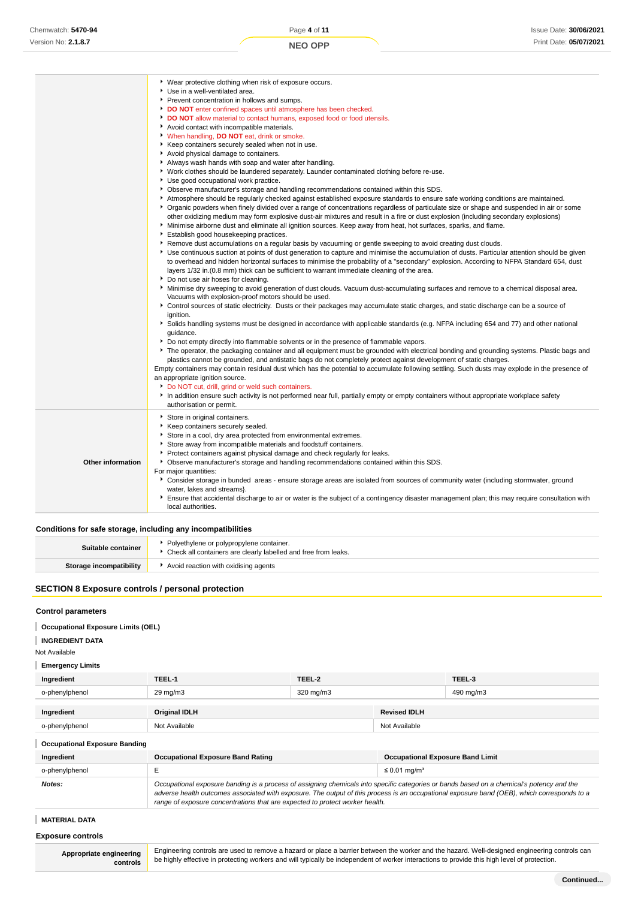| | |
|---|---|
| | - Wear protective clothing when risk of exposure occurs.<br>- Use in a well-ventilated area.<br>- Prevent concentration in hollows and sumps.<br>- **DO NOT** enter confined spaces until atmosphere has been checked.<br>- **DO NOT** allow material to contact humans, exposed food or food utensils.<br>- Avoid contact with incompatible materials.<br>- When handling, **DO NOT** eat, drink or smoke.<br>- Keep containers securely sealed when not in use.<br>- Avoid physical damage to containers.<br>- Always wash hands with soap and water after handling.<br>- Work clothes should be laundered separately. Launder contaminated clothing before re-use.<br>- Use good occupational work practice.<br>- Observe manufacturer's storage and handling recommendations contained within this SDS.<br>- Atmosphere should be regularly checked against established exposure standards to ensure safe working conditions are maintained.<br>- Organic powders when finely divided over a range of concentrations regardless of particulate size or shape and suspended in air or some other oxidizing medium may form explosive dust-air mixtures and result in a fire or dust explosion (including secondary explosions)<br>- Minimise airborne dust and eliminate all ignition sources. Keep away from heat, hot surfaces, sparks, and flame.<br>- Establish good housekeeping practices.<br>- Remove dust accumulations on a regular basis by vacuuming or gentle sweeping to avoid creating dust clouds.<br>- Use continuous suction at points of dust generation to capture and minimise the accumulation of dusts. Particular attention should be given to overhead and hidden horizontal surfaces to minimise the probability of a "secondary" explosion. According to NFPA Standard 654, dust layers 1/32 in.(0.8 mm) thick can be sufficient to warrant immediate cleaning of the area.<br>- Do not use air hoses for cleaning.<br>- Minimise dry sweeping to avoid generation of dust clouds. Vacuum dust-accumulating surfaces and remove to a chemical disposal area. Vacuums with explosion-proof motors should be used.<br>- Control sources of static electricity. Dusts or their packages may accumulate static charges, and static discharge can be a source of ignition.<br>- Solids handling systems must be designed in accordance with applicable standards (e.g. NFPA including 654 and 77) and other national guidance.<br>- Do not empty directly into flammable solvents or in the presence of flammable vapors.<br>- The operator, the packaging container and all equipment must be grounded with electrical bonding and grounding systems. Plastic bags and plastics cannot be grounded, and antistatic bags do not completely protect against development of static charges.<br>Empty containers may contain residual dust which has the potential to accumulate following settling. Such dusts may explode in the presence of an appropriate ignition source.<br>- Do NOT cut, drill, grind or weld such containers.<br>- In addition ensure such activity is not performed near full, partially empty or empty containers without appropriate workplace safety authorisation or permit. |
| **Other information** | - Store in original containers.<br>- Keep containers securely sealed.<br>- Store in a cool, dry area protected from environmental extremes.<br>- Store away from incompatible materials and foodstuff containers.<br>- Protect containers against physical damage and check regularly for leaks.<br>- Observe manufacturer's storage and handling recommendations contained within this SDS.<br>For major quantities:<br>- Consider storage in bunded areas - ensure storage areas are isolated from sources of community water (including stormwater, ground water, lakes and streams}.<br>- Ensure that accidental discharge to air or water is the subject of a contingency disaster management plan; this may require consultation with local authorities. |

### Conditions for safe storage, including any incompatibilities

| | |
|---|---|
| **Suitable container** | - Polyethylene or polypropylene container.<br>- Check all containers are clearly labelled and free from leaks. |
| **Storage incompatibility** | - Avoid reaction with oxidising agents |

## SECTION 8 Exposure controls / personal protection

### Control parameters

**Occupational Exposure Limits (OEL)**

**INGREDIENT DATA**

Not Available

**Emergency Limits**

| Ingredient | TEEL-1 | TEEL-2 | TEEL-3 |
|---|---|---|---|
| o-phenylphenol | 29 mg/m3 | 320 mg/m3 | 490 mg/m3 |

| Ingredient | Original IDLH | Revised IDLH |
|---|---|---|
| o-phenylphenol | Not Available | Not Available |

**Occupational Exposure Banding**

| Ingredient | Occupational Exposure Band Rating | Occupational Exposure Band Limit |
|---|---|---|
| o-phenylphenol | E | ≤ 0.01 mg/m³ |
| ***Notes:*** | *Occupational exposure banding is a process of assigning chemicals into specific categories or bands based on a chemical's potency and the adverse health outcomes associated with exposure. The output of this process is an occupational exposure band (OEB), which corresponds to a range of exposure concentrations that are expected to protect worker health.* | |

**MATERIAL DATA**

### Exposure controls

| | |
|---|---|
| **Appropriate engineering controls** | Engineering controls are used to remove a hazard or place a barrier between the worker and the hazard. Well-designed engineering controls can be highly effective in protecting workers and will typically be independent of worker interactions to provide this high level of protection. |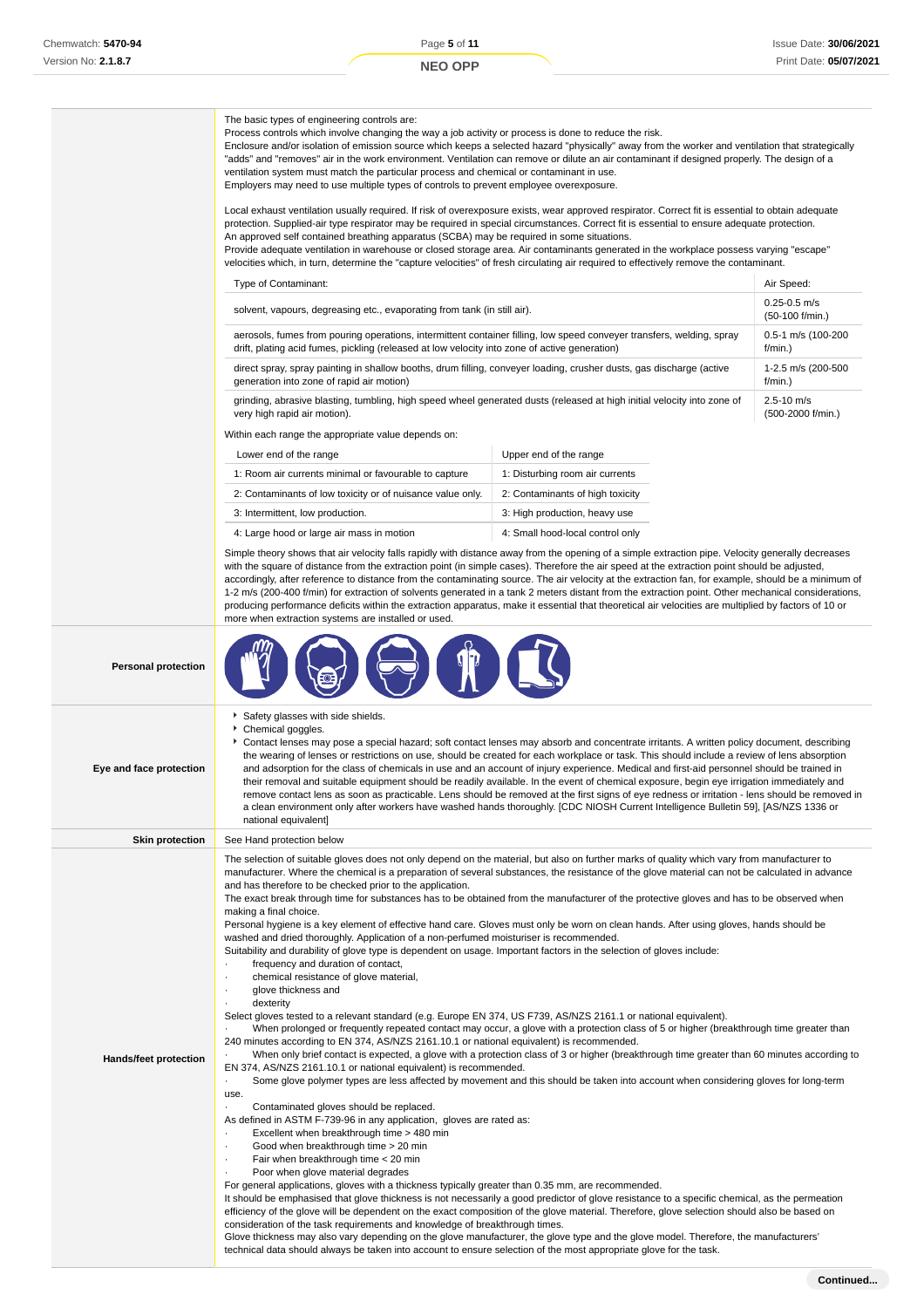The basic types of engineering controls are:
Process controls which involve changing the way a job activity or process is done to reduce the risk.
Enclosure and/or isolation of emission source which keeps a selected hazard "physically" away from the worker and ventilation that strategically "adds" and "removes" air in the work environment. Ventilation can remove or dilute an air contaminant if designed properly. The design of a ventilation system must match the particular process and chemical or contaminant in use.
Employers may need to use multiple types of controls to prevent employee overexposure.

Local exhaust ventilation usually required. If risk of overexposure exists, wear approved respirator. Correct fit is essential to obtain adequate protection. Supplied-air type respirator may be required in special circumstances. Correct fit is essential to ensure adequate protection.
An approved self contained breathing apparatus (SCBA) may be required in some situations.
Provide adequate ventilation in warehouse or closed storage area. Air contaminants generated in the workplace possess varying "escape" velocities which, in turn, determine the "capture velocities" of fresh circulating air required to effectively remove the contaminant.

| Type of Contaminant: | Air Speed: |
|---|---|
| solvent, vapours, degreasing etc., evaporating from tank (in still air). | 0.25-0.5 m/s (50-100 f/min.) |
| aerosols, fumes from pouring operations, intermittent container filling, low speed conveyer transfers, welding, spray drift, plating acid fumes, pickling (released at low velocity into zone of active generation) | 0.5-1 m/s (100-200 f/min.) |
| direct spray, spray painting in shallow booths, drum filling, conveyer loading, crusher dusts, gas discharge (active generation into zone of rapid air motion) | 1-2.5 m/s (200-500 f/min.) |
| grinding, abrasive blasting, tumbling, high speed wheel generated dusts (released at high initial velocity into zone of very high rapid air motion). | 2.5-10 m/s (500-2000 f/min.) |

Within each range the appropriate value depends on:

| Lower end of the range | Upper end of the range |
|---|---|
| 1: Room air currents minimal or favourable to capture | 1: Disturbing room air currents |
| 2: Contaminants of low toxicity or of nuisance value only. | 2: Contaminants of high toxicity |
| 3: Intermittent, low production. | 3: High production, heavy use |
| 4: Large hood or large air mass in motion | 4: Small hood-local control only |

Simple theory shows that air velocity falls rapidly with distance away from the opening of a simple extraction pipe. Velocity generally decreases with the square of distance from the extraction point (in simple cases). Therefore the air speed at the extraction point should be adjusted, accordingly, after reference to distance from the contaminating source. The air velocity at the extraction fan, for example, should be a minimum of 1-2 m/s (200-400 f/min) for extraction of solvents generated in a tank 2 meters distant from the extraction point. Other mechanical considerations, producing performance deficits within the extraction apparatus, make it essential that theoretical air velocities are multiplied by factors of 10 or more when extraction systems are installed or used.

**Personal protection**

**Eye and face protection**

- Safety glasses with side shields.
- Chemical goggles.
- Contact lenses may pose a special hazard; soft contact lenses may absorb and concentrate irritants. A written policy document, describing the wearing of lenses or restrictions on use, should be created for each workplace or task. This should include a review of lens absorption and adsorption for the class of chemicals in use and an account of injury experience. Medical and first-aid personnel should be trained in their removal and suitable equipment should be readily available. In the event of chemical exposure, begin eye irrigation immediately and remove contact lens as soon as practicable. Lens should be removed at the first signs of eye redness or irritation - lens should be removed in a clean environment only after workers have washed hands thoroughly. [CDC NIOSH Current Intelligence Bulletin 59], [AS/NZS 1336 or national equivalent]

**Skin protection**

See Hand protection below

**Hands/feet protection**

The selection of suitable gloves does not only depend on the material, but also on further marks of quality which vary from manufacturer to manufacturer. Where the chemical is a preparation of several substances, the resistance of the glove material can not be calculated in advance and has therefore to be checked prior to the application.
The exact break through time for substances has to be obtained from the manufacturer of the protective gloves and has to be observed when making a final choice.
Personal hygiene is a key element of effective hand care. Gloves must only be worn on clean hands. After using gloves, hands should be washed and dried thoroughly. Application of a non-perfumed moisturiser is recommended.
Suitability and durability of glove type is dependent on usage. Important factors in the selection of gloves include:

- frequency and duration of contact,
- chemical resistance of glove material,
- glove thickness and
- dexterity

Select gloves tested to a relevant standard (e.g. Europe EN 374, US F739, AS/NZS 2161.1 or national equivalent).

- When prolonged or frequently repeated contact may occur, a glove with a protection class of 5 or higher (breakthrough time greater than 240 minutes according to EN 374, AS/NZS 2161.10.1 or national equivalent) is recommended.
- When only brief contact is expected, a glove with a protection class of 3 or higher (breakthrough time greater than 60 minutes according to EN 374, AS/NZS 2161.10.1 or national equivalent) is recommended.
- Some glove polymer types are less affected by movement and this should be taken into account when considering gloves for long-term use.
- Contaminated gloves should be replaced.

As defined in ASTM F-739-96 in any application, gloves are rated as:

- Excellent when breakthrough time > 480 min
- Good when breakthrough time > 20 min
- Fair when breakthrough time < 20 min
- Poor when glove material degrades

For general applications, gloves with a thickness typically greater than 0.35 mm, are recommended.
It should be emphasised that glove thickness is not necessarily a good predictor of glove resistance to a specific chemical, as the permeation efficiency of the glove will be dependent on the exact composition of the glove material. Therefore, glove selection should also be based on consideration of the task requirements and knowledge of breakthrough times.
Glove thickness may also vary depending on the glove manufacturer, the glove type and the glove model. Therefore, the manufacturers' technical data should always be taken into account to ensure selection of the most appropriate glove for the task.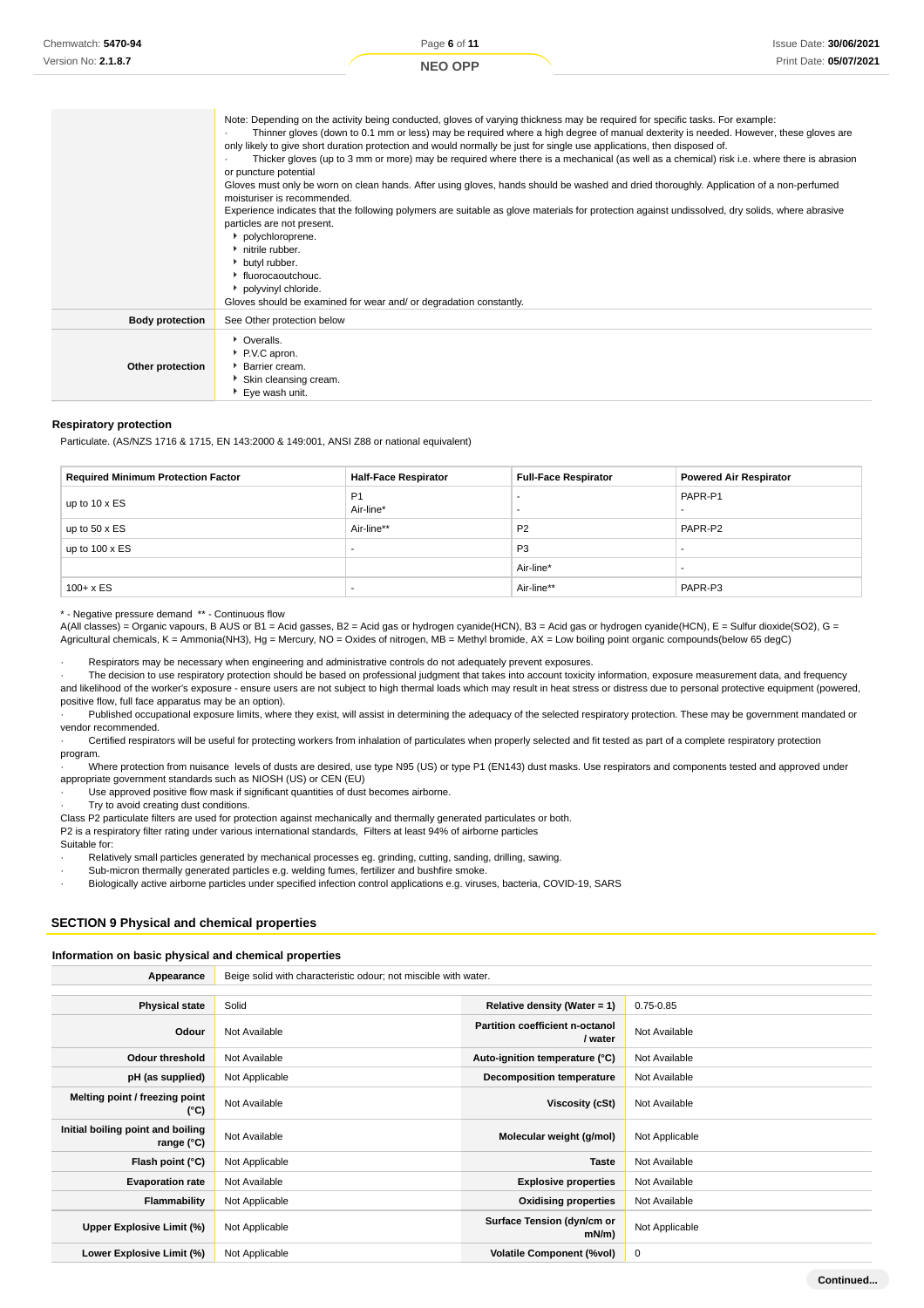| | |
|---|---|
| | Note: Depending on the activity being conducted, gloves of varying thickness may be required for specific tasks. For example:<br>· Thinner gloves (down to 0.1 mm or less) may be required where a high degree of manual dexterity is needed. However, these gloves are only likely to give short duration protection and would normally be just for single use applications, then disposed of.<br>· Thicker gloves (up to 3 mm or more) may be required where there is a mechanical (as well as a chemical) risk i.e. where there is abrasion or puncture potential<br>Gloves must only be worn on clean hands. After using gloves, hands should be washed and dried thoroughly. Application of a non-perfumed moisturiser is recommended.<br>Experience indicates that the following polymers are suitable as glove materials for protection against undissolved, dry solids, where abrasive particles are not present.<br>▸ polychloroprene.<br>▸ nitrile rubber.<br>▸ butyl rubber.<br>▸ fluorocaoutchouc.<br>▸ polyvinyl chloride.<br>Gloves should be examined for wear and/ or degradation constantly. |
| **Body protection** | See Other protection below |
| **Other protection** | ▸ Overalls.<br>▸ P.V.C apron.<br>▸ Barrier cream.<br>▸ Skin cleansing cream.<br>▸ Eye wash unit. |

### Respiratory protection

Particulate. (AS/NZS 1716 & 1715, EN 143:2000 & 149:001, ANSI Z88 or national equivalent)

| Required Minimum Protection Factor | Half-Face Respirator | Full-Face Respirator | Powered Air Respirator |
|---|---|---|---|
| up to 10 x ES | P1<br>Air-line* | -<br>- | PAPR-P1<br>- |
| up to 50 x ES | Air-line** | P2 | PAPR-P2 |
| up to 100 x ES | - | P3 | - |
| | | Air-line* | - |
| 100+ x ES | - | Air-line** | PAPR-P3 |

* - Negative pressure demand ** - Continuous flow

A(All classes) = Organic vapours, B AUS or B1 = Acid gasses, B2 = Acid gas or hydrogen cyanide(HCN), B3 = Acid gas or hydrogen cyanide(HCN), E = Sulfur dioxide(SO2), G = Agricultural chemicals, K = Ammonia(NH3), Hg = Mercury, NO = Oxides of nitrogen, MB = Methyl bromide, AX = Low boiling point organic compounds(below 65 degC)

· Respirators may be necessary when engineering and administrative controls do not adequately prevent exposures.
· The decision to use respiratory protection should be based on professional judgment that takes into account toxicity information, exposure measurement data, and frequency and likelihood of the worker's exposure - ensure users are not subject to high thermal loads which may result in heat stress or distress due to personal protective equipment (powered, positive flow, full face apparatus may be an option).
· Published occupational exposure limits, where they exist, will assist in determining the adequacy of the selected respiratory protection. These may be government mandated or vendor recommended.
· Certified respirators will be useful for protecting workers from inhalation of particulates when properly selected and fit tested as part of a complete respiratory protection program.
· Where protection from nuisance levels of dusts are desired, use type N95 (US) or type P1 (EN143) dust masks. Use respirators and components tested and approved under appropriate government standards such as NIOSH (US) or CEN (EU)
· Use approved positive flow mask if significant quantities of dust becomes airborne.
· Try to avoid creating dust conditions.

Class P2 particulate filters are used for protection against mechanically and thermally generated particulates or both.
P2 is a respiratory filter rating under various international standards, Filters at least 94% of airborne particles
Suitable for:
· Relatively small particles generated by mechanical processes eg. grinding, cutting, sanding, drilling, sawing.
· Sub-micron thermally generated particles e.g. welding fumes, fertilizer and bushfire smoke.
· Biologically active airborne particles under specified infection control applications e.g. viruses, bacteria, COVID-19, SARS

## SECTION 9 Physical and chemical properties

### Information on basic physical and chemical properties

| | | | |
|---|---|---|---|
| **Appearance** | Beige solid with characteristic odour; not miscible with water. | | |
| **Physical state** | Solid | **Relative density (Water = 1)** | 0.75-0.85 |
| **Odour** | Not Available | **Partition coefficient n-octanol / water** | Not Available |
| **Odour threshold** | Not Available | **Auto-ignition temperature (°C)** | Not Available |
| **pH (as supplied)** | Not Applicable | **Decomposition temperature** | Not Available |
| **Melting point / freezing point (°C)** | Not Available | **Viscosity (cSt)** | Not Available |
| **Initial boiling point and boiling range (°C)** | Not Available | **Molecular weight (g/mol)** | Not Applicable |
| **Flash point (°C)** | Not Applicable | **Taste** | Not Available |
| **Evaporation rate** | Not Available | **Explosive properties** | Not Available |
| **Flammability** | Not Applicable | **Oxidising properties** | Not Available |
| **Upper Explosive Limit (%)** | Not Applicable | **Surface Tension (dyn/cm or mN/m)** | Not Applicable |
| **Lower Explosive Limit (%)** | Not Applicable | **Volatile Component (%vol)** | 0 |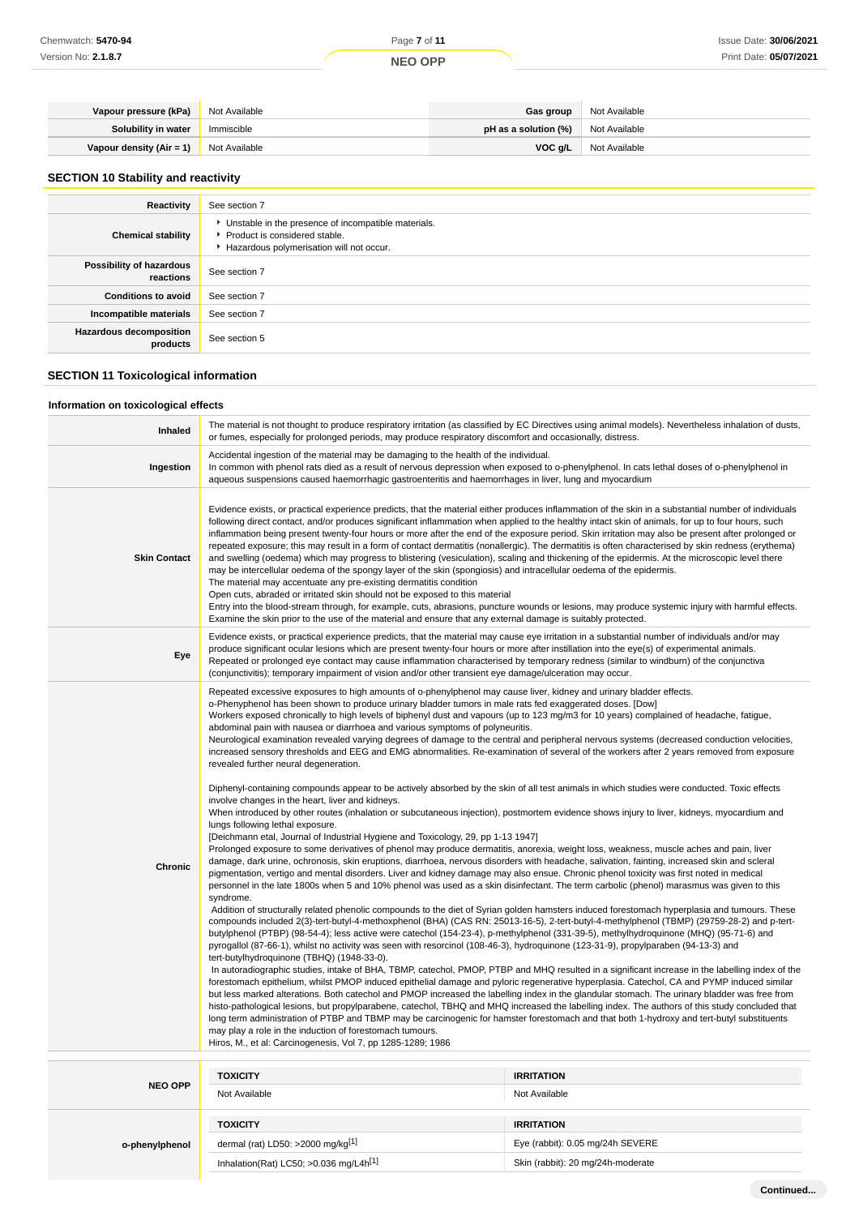| | | | |
|---|---|---|---|
| **Vapour pressure (kPa)** | Not Available | **Gas group** | Not Available |
| **Solubility in water** | Immiscible | **pH as a solution (%)** | Not Available |
| **Vapour density (Air = 1)** | Not Available | **VOC g/L** | Not Available |

## SECTION 10 Stability and reactivity

| | |
|---|---|
| **Reactivity** | See section 7 |
| **Chemical stability** | Unstable in the presence of incompatible materials.<br>Product is considered stable.<br>Hazardous polymerisation will not occur. |
| **Possibility of hazardous reactions** | See section 7 |
| **Conditions to avoid** | See section 7 |
| **Incompatible materials** | See section 7 |
| **Hazardous decomposition products** | See section 5 |

## SECTION 11 Toxicological information

### Information on toxicological effects

| | |
|---|---|
| **Inhaled** | The material is not thought to produce respiratory irritation (as classified by EC Directives using animal models). Nevertheless inhalation of dusts, or fumes, especially for prolonged periods, may produce respiratory discomfort and occasionally, distress. |
| **Ingestion** | Accidental ingestion of the material may be damaging to the health of the individual.<br>In common with phenol rats died as a result of nervous depression when exposed to o-phenylphenol. In cats lethal doses of o-phenylphenol in aqueous suspensions caused haemorrhagic gastroenteritis and haemorrhages in liver, lung and myocardium |
| **Skin Contact** | Evidence exists, or practical experience predicts, that the material either produces inflammation of the skin in a substantial number of individuals following direct contact, and/or produces significant inflammation when applied to the healthy intact skin of animals, for up to four hours, such inflammation being present twenty-four hours or more after the end of the exposure period. Skin irritation may also be present after prolonged or repeated exposure; this may result in a form of contact dermatitis (nonallergic). The dermatitis is often characterised by skin redness (erythema) and swelling (oedema) which may progress to blistering (vesiculation), scaling and thickening of the epidermis. At the microscopic level there may be intercellular oedema of the spongy layer of the skin (spongiosis) and intracellular oedema of the epidermis.<br>The material may accentuate any pre-existing dermatitis condition<br>Open cuts, abraded or irritated skin should not be exposed to this material<br>Entry into the blood-stream through, for example, cuts, abrasions, puncture wounds or lesions, may produce systemic injury with harmful effects. Examine the skin prior to the use of the material and ensure that any external damage is suitably protected. |
| **Eye** | Evidence exists, or practical experience predicts, that the material may cause eye irritation in a substantial number of individuals and/or may produce significant ocular lesions which are present twenty-four hours or more after instillation into the eye(s) of experimental animals.<br>Repeated or prolonged eye contact may cause inflammation characterised by temporary redness (similar to windburn) of the conjunctiva (conjunctivitis); temporary impairment of vision and/or other transient eye damage/ulceration may occur. |
| **Chronic** | Repeated excessive exposures to high amounts of o-phenylphenol may cause liver, kidney and urinary bladder effects.<br>o-Phenylphenol has been shown to produce urinary bladder tumors in male rats fed exaggerated doses. [Dow]<br>Workers exposed chronically to high levels of biphenyl dust and vapours (up to 123 mg/m3 for 10 years) complained of headache, fatigue, abdominal pain with nausea or diarrhoea and various symptoms of polyneuritis.<br>Neurological examination revealed varying degrees of damage to the central and peripheral nervous systems (decreased conduction velocities, increased sensory thresholds and EEG and EMG abnormalities. Re-examination of several of the workers after 2 years removed from exposure revealed further neural degeneration.<br><br>Diphenyl-containing compounds appear to be actively absorbed by the skin of all test animals in which studies were conducted. Toxic effects involve changes in the heart, liver and kidneys.<br>When introduced by other routes (inhalation or subcutaneous injection), postmortem evidence shows injury to liver, kidneys, myocardium and lungs following lethal exposure.<br>[Deichmann etal, Journal of Industrial Hygiene and Toxicology, 29, pp 1-13 1947]<br>Prolonged exposure to some derivatives of phenol may produce dermatitis, anorexia, weight loss, weakness, muscle aches and pain, liver damage, dark urine, ochronosis, skin eruptions, diarrhoea, nervous disorders with headache, salivation, fainting, increased skin and scleral pigmentation, vertigo and mental disorders. Liver and kidney damage may also ensue. Chronic phenol toxicity was first noted in medical personnel in the late 1800s when 5 and 10% phenol was used as a skin disinfectant. The term carbolic (phenol) marasmus was given to this syndrome.<br>Addition of structurally related phenolic compounds to the diet of Syrian golden hamsters induced forestomach hyperplasia and tumours. These compounds included 2(3)-tert-butyl-4-methoxphenol (BHA) (CAS RN: 25013-16-5), 2-tert-butyl-4-methylphenol (TBMP) (29759-28-2) and p-tert-butylphenol (PTBP) (98-54-4); less active were catechol (154-23-4), p-methylphenol (331-39-5), methylhydroquinone (MHQ) (95-71-6) and pyrogallol (87-66-1), whilst no activity was seen with resorcinol (108-46-3), hydroquinone (123-31-9), propylparaben (94-13-3) and tert-butylhydroquinone (TBHQ) (1948-33-0).<br>In autoradiographic studies, intake of BHA, TBMP, catechol, PMOP, PTBP and MHQ resulted in a significant increase in the labelling index of the forestomach epithelium, whilst PMOP induced epithelial damage and pyloric regenerative hyperplasia. Catechol, CA and PYMP induced similar but less marked alterations. Both catechol and PMOP increased the labelling index in the glandular stomach. The urinary bladder was free from histo-pathological lesions, but propylparabene, catechol, TBHQ and MHQ increased the labelling index. The authors of this study concluded that long term administration of PTBP and TBMP may be carcinogenic for hamster forestomach tumours and that both 1-hydroxy and tert-butyl substituents may play a role in the induction of forestomach tumours.<br>Hiros, M., et al: Carcinogenesis, Vol 7, pp 1285-1289; 1986 |

| | TOXICITY | IRRITATION |
|---|---|---|
| **NEO OPP** | Not Available | Not Available |
| **o-phenylphenol** | dermal (rat) LD50: >2000 mg/kg[1] | Eye (rabbit): 0.05 mg/24h SEVERE |
| | Inhalation(Rat) LC50; >0.036 mg/L4h[1] | Skin (rabbit): 20 mg/24h-moderate |

Continued...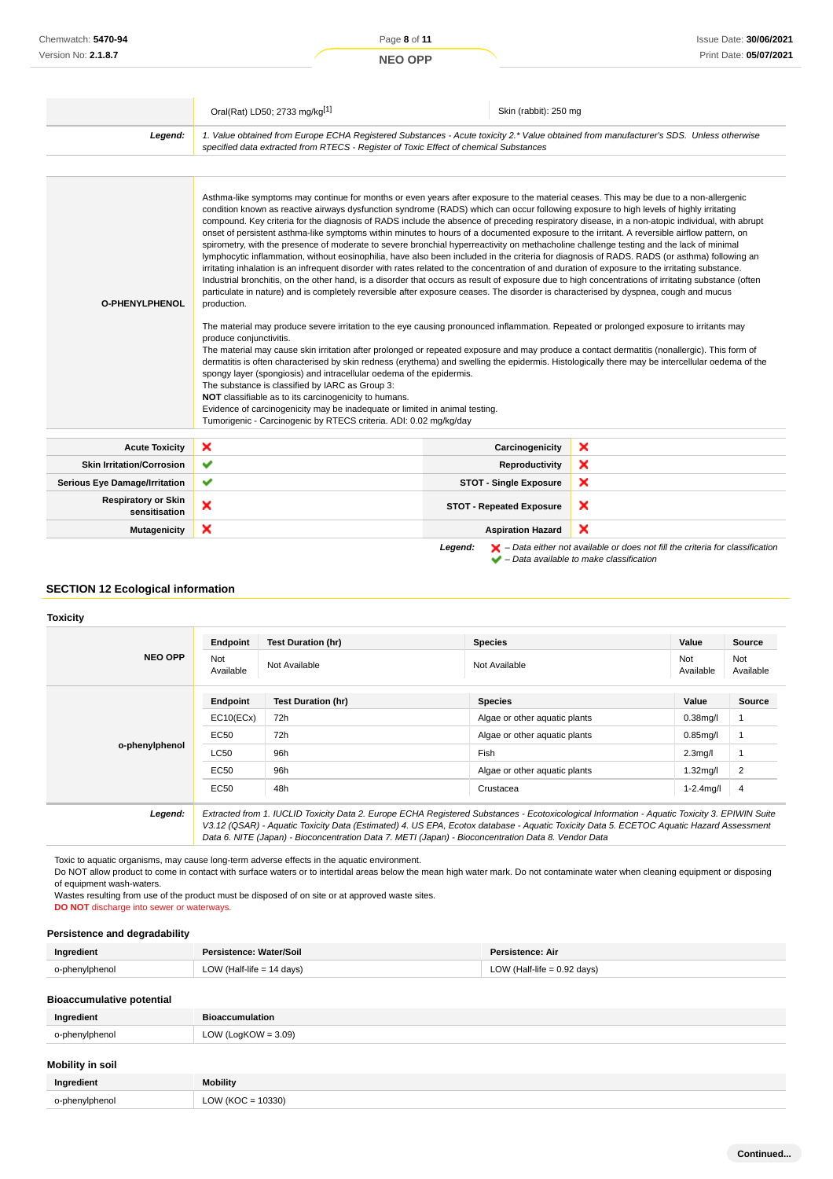| | | |
|---|---|---|
| | Oral(Rat) LD50; 2733 mg/kg[1] | Skin (rabbit): 250 mg |
| ***Legend:*** | *1. Value obtained from Europe ECHA Registered Substances - Acute toxicity 2.\* Value obtained from manufacturer's SDS. Unless otherwise specified data extracted from RTECS - Register of Toxic Effect of chemical Substances* | |

| | |
|---|---|
| **O-PHENYLPHENOL** | Asthma-like symptoms may continue for months or even years after exposure to the material ceases. This may be due to a non-allergenic condition known as reactive airways dysfunction syndrome (RADS) which can occur following exposure to high levels of highly irritating compound. Key criteria for the diagnosis of RADS include the absence of preceding respiratory disease, in a non-atopic individual, with abrupt onset of persistent asthma-like symptoms within minutes to hours of a documented exposure to the irritant. A reversible airflow pattern, on spirometry, with the presence of moderate to severe bronchial hyperreactivity on methacholine challenge testing and the lack of minimal lymphocytic inflammation, without eosinophilia, have also been included in the criteria for diagnosis of RADS. RADS (or asthma) following an irritating inhalation is an infrequent disorder with rates related to the concentration of and duration of exposure to the irritating substance. Industrial bronchitis, on the other hand, is a disorder that occurs as result of exposure due to high concentrations of irritating substance (often particulate in nature) and is completely reversible after exposure ceases. The disorder is characterised by dyspnea, cough and mucus production.<br><br>The material may produce severe irritation to the eye causing pronounced inflammation. Repeated or prolonged exposure to irritants may produce conjunctivitis.<br>The material may cause skin irritation after prolonged or repeated exposure and may produce a contact dermatitis (nonallergic). This form of dermatitis is often characterised by skin redness (erythema) and swelling the epidermis. Histologically there may be intercellular oedema of the spongy layer (spongiosis) and intracellular oedema of the epidermis.<br>The substance is classified by IARC as Group 3:<br>**NOT** classifiable as to its carcinogenicity to humans.<br>Evidence of carcinogenicity may be inadequate or limited in animal testing.<br>Tumorigenic - Carcinogenic by RTECS criteria. ADI: 0.02 mg/kg/day |

| | | | |
|---|---|---|---|
| **Acute Toxicity** | ✘ | **Carcinogenicity** | ✘ |
| **Skin Irritation/Corrosion** | ✔ | **Reproductivity** | ✘ |
| **Serious Eye Damage/Irritation** | ✔ | **STOT - Single Exposure** | ✘ |
| **Respiratory or Skin sensitisation** | ✘ | **STOT - Repeated Exposure** | ✘ |
| **Mutagenicity** | ✘ | **Aspiration Hazard** | ✘ |

***Legend:*** ✘ *– Data either not available or does not fill the criteria for classification*
✔ *– Data available to make classification*

## SECTION 12 Ecological information

### Toxicity

| | Endpoint | Test Duration (hr) | Species | Value | Source |
|---|---|---|---|---|---|
| **NEO OPP** | Not Available | Not Available | Not Available | Not Available | Not Available |

| | Endpoint | Test Duration (hr) | Species | Value | Source |
|---|---|---|---|---|---|
| **o-phenylphenol** | EC10(ECx) | 72h | Algae or other aquatic plants | 0.38mg/l | 1 |
| | EC50 | 72h | Algae or other aquatic plants | 0.85mg/l | 1 |
| | LC50 | 96h | Fish | 2.3mg/l | 1 |
| | EC50 | 96h | Algae or other aquatic plants | 1.32mg/l | 2 |
| | EC50 | 48h | Crustacea | 1-2.4mg/l | 4 |

***Legend:*** *Extracted from 1. IUCLID Toxicity Data 2. Europe ECHA Registered Substances - Ecotoxicological Information - Aquatic Toxicity 3. EPIWIN Suite V3.12 (QSAR) - Aquatic Toxicity Data (Estimated) 4. US EPA, Ecotox database - Aquatic Toxicity Data 5. ECETOC Aquatic Hazard Assessment Data 6. NITE (Japan) - Bioconcentration Data 7. METI (Japan) - Bioconcentration Data 8. Vendor Data*

Toxic to aquatic organisms, may cause long-term adverse effects in the aquatic environment.
Do NOT allow product to come in contact with surface waters or to intertidal areas below the mean high water mark. Do not contaminate water when cleaning equipment or disposing of equipment wash-waters.
Wastes resulting from use of the product must be disposed of on site or at approved waste sites.
**DO NOT** discharge into sewer or waterways.

### Persistence and degradability

| Ingredient | Persistence: Water/Soil | Persistence: Air |
|---|---|---|
| o-phenylphenol | LOW (Half-life = 14 days) | LOW (Half-life = 0.92 days) |

### Bioaccumulative potential

| Ingredient | Bioaccumulation |
|---|---|
| o-phenylphenol | LOW (LogKOW = 3.09) |

### Mobility in soil

| Ingredient | Mobility |
|---|---|
| o-phenylphenol | LOW (KOC = 10330) |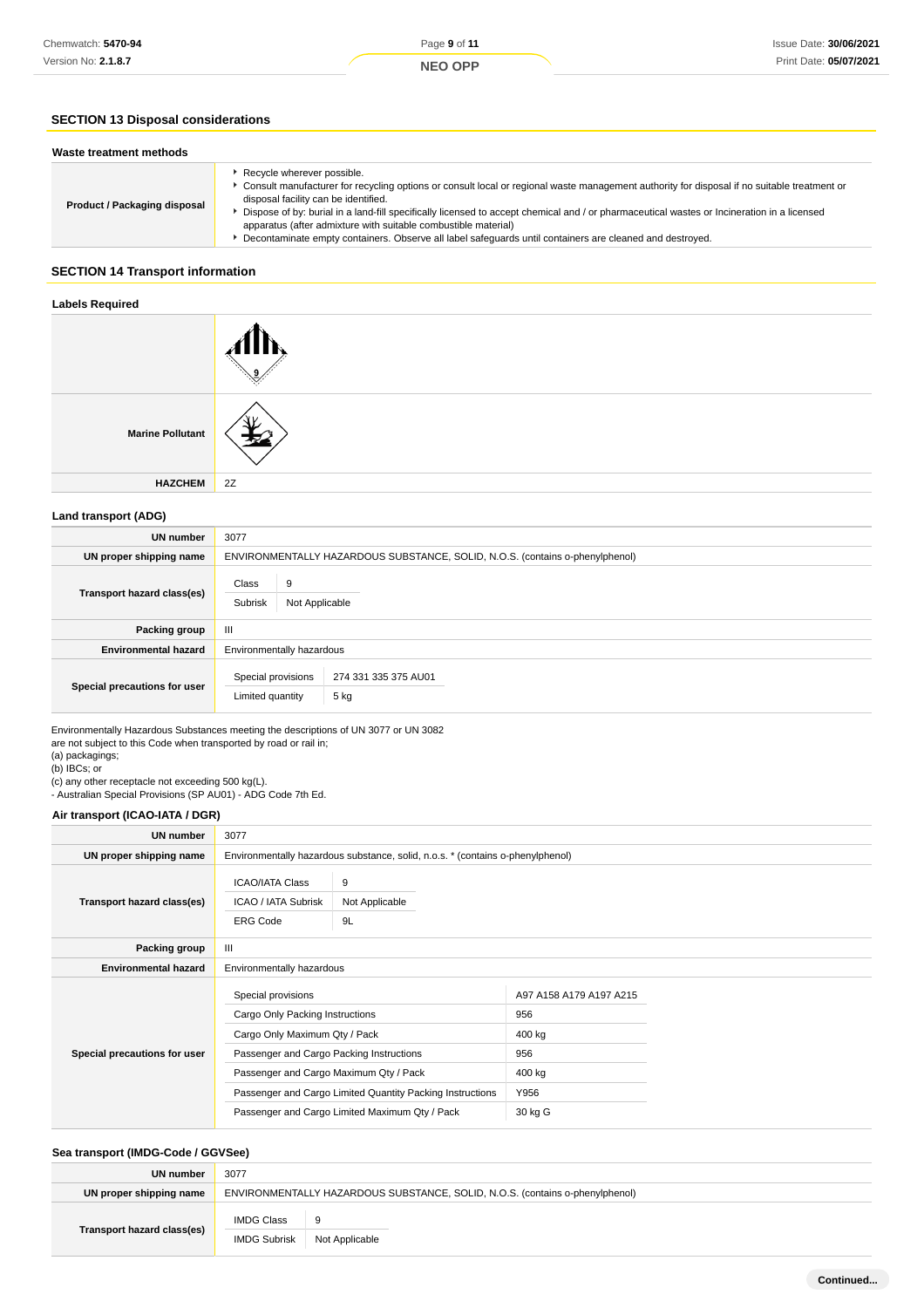## SECTION 13 Disposal considerations

### Waste treatment methods

| | |
|---|---|
| **Product / Packaging disposal** | ▸ Recycle wherever possible.<br>▸ Consult manufacturer for recycling options or consult local or regional waste management authority for disposal if no suitable treatment or disposal facility can be identified.<br>▸ Dispose of by: burial in a land-fill specifically licensed to accept chemical and / or pharmaceutical wastes or Incineration in a licensed apparatus (after admixture with suitable combustible material)<br>▸ Decontaminate empty containers. Observe all label safeguards until containers are cleaned and destroyed. |

## SECTION 14 Transport information

### Labels Required

| | |
|---|---|
| | |
| **Marine Pollutant** | |
| **HAZCHEM** | 2Z |

### Land transport (ADG)

| | |
|---|---|
| **UN number** | 3077 |
| **UN proper shipping name** | ENVIRONMENTALLY HAZARDOUS SUBSTANCE, SOLID, N.O.S. (contains o-phenylphenol) |
| **Transport hazard class(es)** | Class: 9<br>Subrisk: Not Applicable |
| **Packing group** | III |
| **Environmental hazard** | Environmentally hazardous |
| **Special precautions for user** | Special provisions: 274 331 335 375 AU01<br>Limited quantity: 5 kg |

Environmentally Hazardous Substances meeting the descriptions of UN 3077 or UN 3082
are not subject to this Code when transported by road or rail in;
(a) packagings;
(b) IBCs; or
(c) any other receptacle not exceeding 500 kg(L).
- Australian Special Provisions (SP AU01) - ADG Code 7th Ed.

### Air transport (ICAO-IATA / DGR)

| | |
|---|---|
| **UN number** | 3077 |
| **UN proper shipping name** | Environmentally hazardous substance, solid, n.o.s. * (contains o-phenylphenol) |
| **Transport hazard class(es)** | ICAO/IATA Class: 9<br>ICAO / IATA Subrisk: Not Applicable<br>ERG Code: 9L |
| **Packing group** | III |
| **Environmental hazard** | Environmentally hazardous |
| **Special precautions for user** | Special provisions: A97 A158 A179 A197 A215<br>Cargo Only Packing Instructions: 956<br>Cargo Only Maximum Qty / Pack: 400 kg<br>Passenger and Cargo Packing Instructions: 956<br>Passenger and Cargo Maximum Qty / Pack: 400 kg<br>Passenger and Cargo Limited Quantity Packing Instructions: Y956<br>Passenger and Cargo Limited Maximum Qty / Pack: 30 kg G |

### Sea transport (IMDG-Code / GGVSee)

| | |
|---|---|
| **UN number** | 3077 |
| **UN proper shipping name** | ENVIRONMENTALLY HAZARDOUS SUBSTANCE, SOLID, N.O.S. (contains o-phenylphenol) |
| **Transport hazard class(es)** | IMDG Class: 9<br>IMDG Subrisk: Not Applicable |

Continued...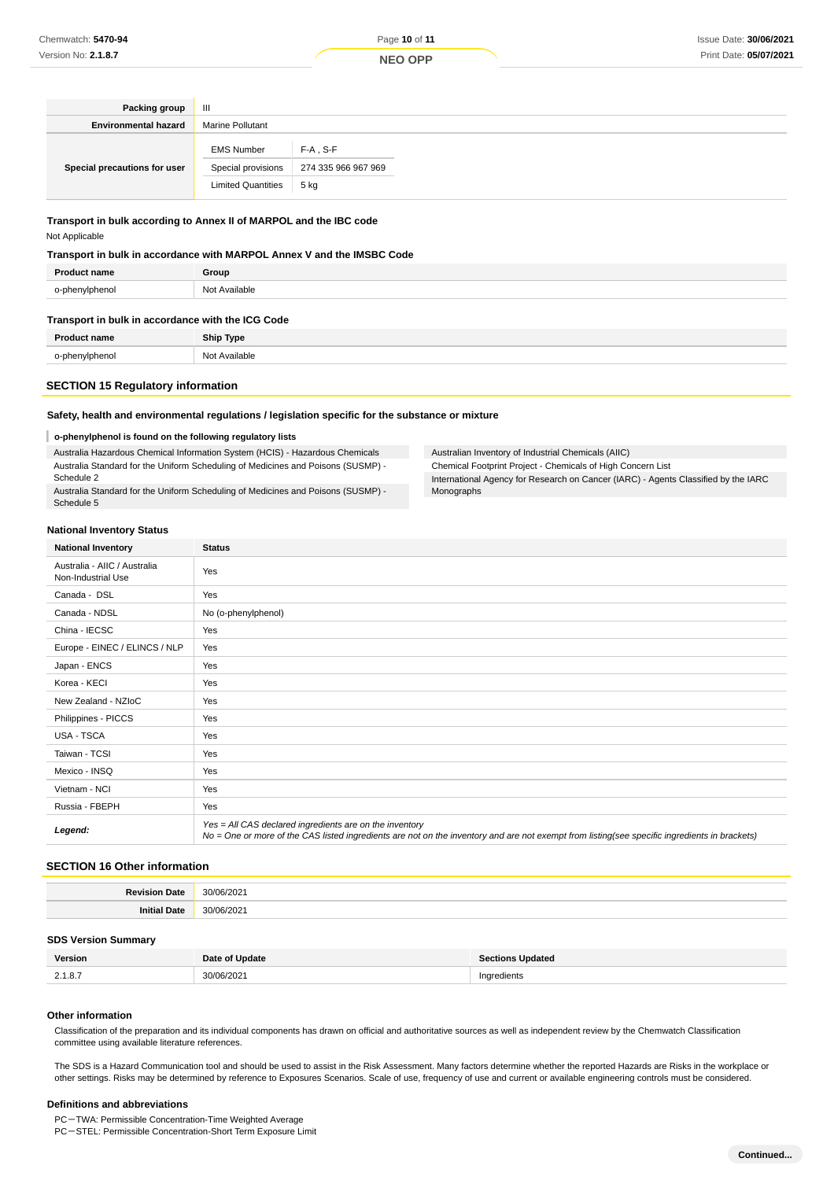| | |
|---|---|
| **Packing group** | III |
| **Environmental hazard** | Marine Pollutant |
| **Special precautions for user** | EMS Number: F-A , S-F<br>Special provisions: 274 335 966 967 969<br>Limited Quantities: 5 kg |

### Transport in bulk according to Annex II of MARPOL and the IBC code

Not Applicable

### Transport in bulk in accordance with MARPOL Annex V and the IMSBC Code

| Product name | Group |
|---|---|
| o-phenylphenol | Not Available |

### Transport in bulk in accordance with the ICG Code

| Product name | Ship Type |
|---|---|
| o-phenylphenol | Not Available |

## SECTION 15 Regulatory information

### Safety, health and environmental regulations / legislation specific for the substance or mixture

**o-phenylphenol is found on the following regulatory lists**

- Australia Hazardous Chemical Information System (HCIS) - Hazardous Chemicals
- Australia Standard for the Uniform Scheduling of Medicines and Poisons (SUSMP) - Schedule 2
- Australia Standard for the Uniform Scheduling of Medicines and Poisons (SUSMP) - Schedule 5
- Australian Inventory of Industrial Chemicals (AIIC)
- Chemical Footprint Project - Chemicals of High Concern List
- International Agency for Research on Cancer (IARC) - Agents Classified by the IARC Monographs

### National Inventory Status

| National Inventory | Status |
|---|---|
| Australia - AIIC / Australia Non-Industrial Use | Yes |
| Canada - DSL | Yes |
| Canada - NDSL | No (o-phenylphenol) |
| China - IECSC | Yes |
| Europe - EINEC / ELINCS / NLP | Yes |
| Japan - ENCS | Yes |
| Korea - KECI | Yes |
| New Zealand - NZIoC | Yes |
| Philippines - PICCS | Yes |
| USA - TSCA | Yes |
| Taiwan - TCSI | Yes |
| Mexico - INSQ | Yes |
| Vietnam - NCI | Yes |
| Russia - FBEPH | Yes |
| ***Legend:*** | *Yes = All CAS declared ingredients are on the inventory*<br>*No = One or more of the CAS listed ingredients are not on the inventory and are not exempt from listing(see specific ingredients in brackets)* |

## SECTION 16 Other information

| | |
|---|---|
| **Revision Date** | 30/06/2021 |
| **Initial Date** | 30/06/2021 |

### SDS Version Summary

| Version | Date of Update | Sections Updated |
|---|---|---|
| 2.1.8.7 | 30/06/2021 | Ingredients |

### Other information

Classification of the preparation and its individual components has drawn on official and authoritative sources as well as independent review by the Chemwatch Classification committee using available literature references.

The SDS is a Hazard Communication tool and should be used to assist in the Risk Assessment. Many factors determine whether the reported Hazards are Risks in the workplace or other settings. Risks may be determined by reference to Exposures Scenarios. Scale of use, frequency of use and current or available engineering controls must be considered.

### Definitions and abbreviations

PC－TWA: Permissible Concentration-Time Weighted Average
PC－STEL: Permissible Concentration-Short Term Exposure Limit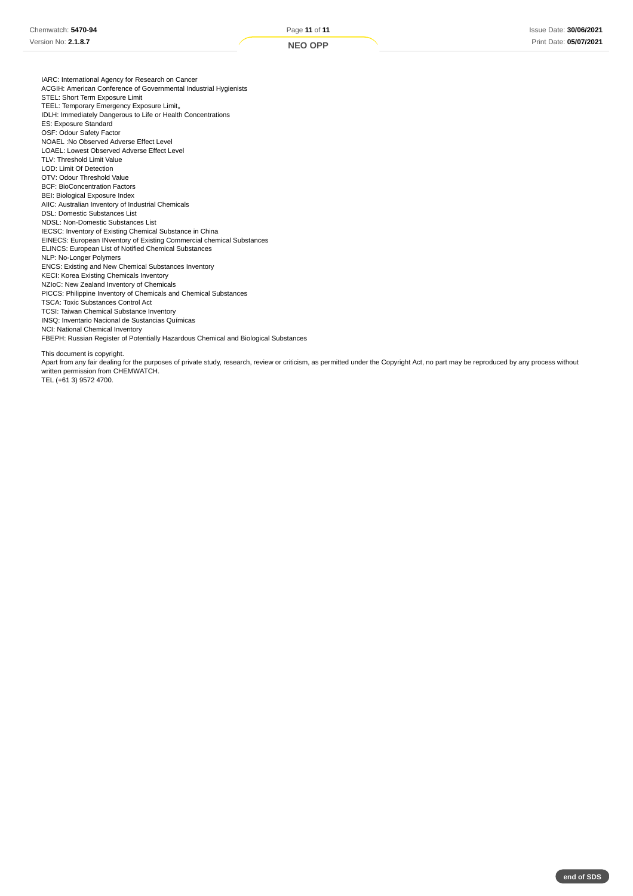IARC: International Agency for Research on Cancer
ACGIH: American Conference of Governmental Industrial Hygienists
STEL: Short Term Exposure Limit
TEEL: Temporary Emergency Exposure Limit。
IDLH: Immediately Dangerous to Life or Health Concentrations
ES: Exposure Standard
OSF: Odour Safety Factor
NOAEL :No Observed Adverse Effect Level
LOAEL: Lowest Observed Adverse Effect Level
TLV: Threshold Limit Value
LOD: Limit Of Detection
OTV: Odour Threshold Value
BCF: BioConcentration Factors
BEI: Biological Exposure Index
AIIC: Australian Inventory of Industrial Chemicals
DSL: Domestic Substances List
NDSL: Non-Domestic Substances List
IECSC: Inventory of Existing Chemical Substance in China
EINECS: European INventory of Existing Commercial chemical Substances
ELINCS: European List of Notified Chemical Substances
NLP: No-Longer Polymers
ENCS: Existing and New Chemical Substances Inventory
KECI: Korea Existing Chemicals Inventory
NZIoC: New Zealand Inventory of Chemicals
PICCS: Philippine Inventory of Chemicals and Chemical Substances
TSCA: Toxic Substances Control Act
TCSI: Taiwan Chemical Substance Inventory
INSQ: Inventario Nacional de Sustancias Químicas
NCI: National Chemical Inventory
FBEPH: Russian Register of Potentially Hazardous Chemical and Biological Substances

This document is copyright.
Apart from any fair dealing for the purposes of private study, research, review or criticism, as permitted under the Copyright Act, no part may be reproduced by any process without written permission from CHEMWATCH.
TEL (+61 3) 9572 4700.

**end of SDS**